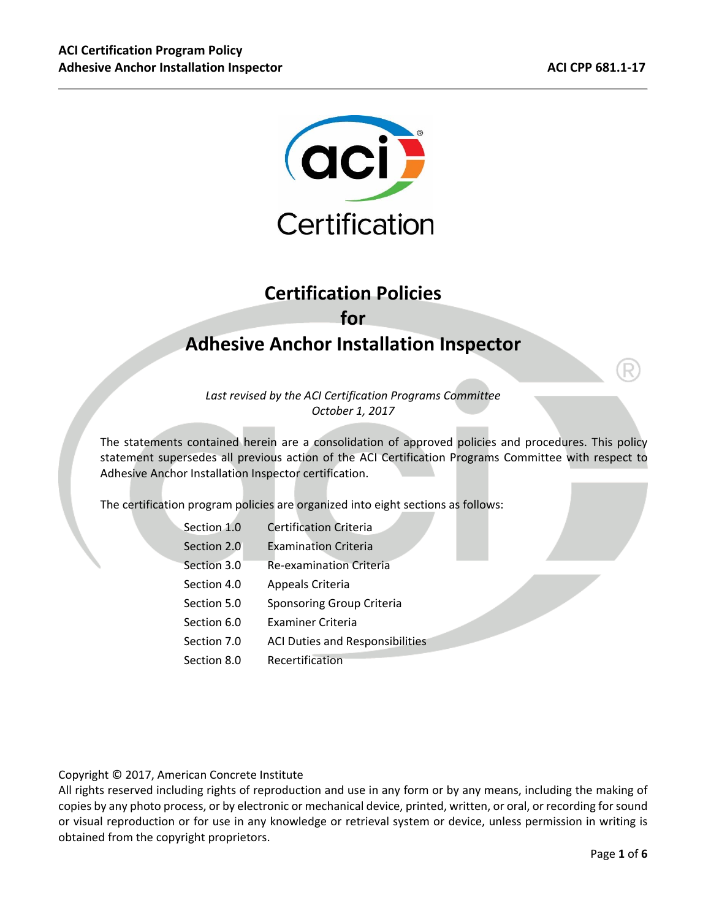# Certification Policies for Adhesive Anchor Installation Inspector

*Last revised by the ACI Certification Programs Committee*
*October 1, 2017*

The statements contained herein are a consolidation of approved policies and procedures. This policy statement supersedes all previous action of the ACI Certification Programs Committee with respect to Adhesive Anchor Installation Inspector certification.

The certification program policies are organized into eight sections as follows:

| | |
|---|---|
| Section 1.0 | Certification Criteria |
| Section 2.0 | Examination Criteria |
| Section 3.0 | Re-examination Criteria |
| Section 4.0 | Appeals Criteria |
| Section 5.0 | Sponsoring Group Criteria |
| Section 6.0 | Examiner Criteria |
| Section 7.0 | ACI Duties and Responsibilities |
| Section 8.0 | Recertification |

Copyright © 2017, American Concrete Institute
All rights reserved including rights of reproduction and use in any form or by any means, including the making of copies by any photo process, or by electronic or mechanical device, printed, written, or oral, or recording for sound or visual reproduction or for use in any knowledge or retrieval system or device, unless permission in writing is obtained from the copyright proprietors.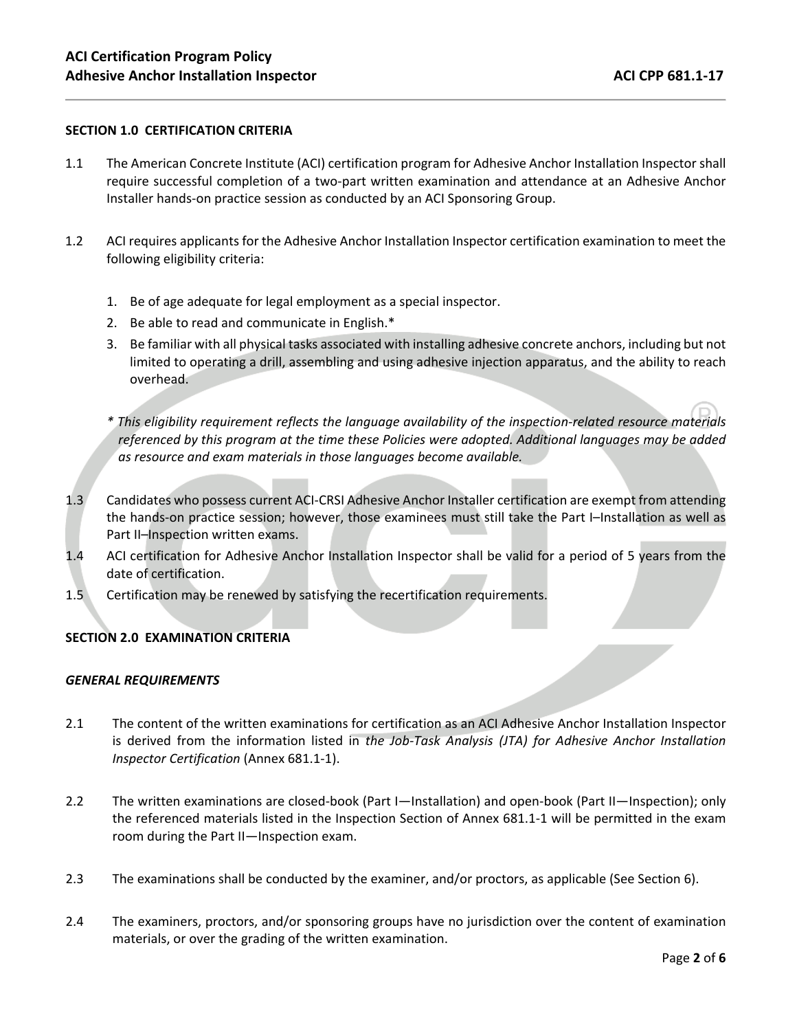## SECTION 1.0 CERTIFICATION CRITERIA

1.1 The American Concrete Institute (ACI) certification program for Adhesive Anchor Installation Inspector shall require successful completion of a two-part written examination and attendance at an Adhesive Anchor Installer hands-on practice session as conducted by an ACI Sponsoring Group.

1.2 ACI requires applicants for the Adhesive Anchor Installation Inspector certification examination to meet the following eligibility criteria:

1. Be of age adequate for legal employment as a special inspector.
2. Be able to read and communicate in English.*
3. Be familiar with all physical tasks associated with installing adhesive concrete anchors, including but not limited to operating a drill, assembling and using adhesive injection apparatus, and the ability to reach overhead.

*\* This eligibility requirement reflects the language availability of the inspection-related resource materials referenced by this program at the time these Policies were adopted. Additional languages may be added as resource and exam materials in those languages become available.*

1.3 Candidates who possess current ACI-CRSI Adhesive Anchor Installer certification are exempt from attending the hands-on practice session; however, those examinees must still take the Part I–Installation as well as Part II–Inspection written exams.

1.4 ACI certification for Adhesive Anchor Installation Inspector shall be valid for a period of 5 years from the date of certification.

1.5 Certification may be renewed by satisfying the recertification requirements.

## SECTION 2.0 EXAMINATION CRITERIA

### *GENERAL REQUIREMENTS*

2.1 The content of the written examinations for certification as an ACI Adhesive Anchor Installation Inspector is derived from the information listed in *the Job-Task Analysis (JTA) for Adhesive Anchor Installation Inspector Certification* (Annex 681.1-1).

2.2 The written examinations are closed-book (Part I—Installation) and open-book (Part II—Inspection); only the referenced materials listed in the Inspection Section of Annex 681.1-1 will be permitted in the exam room during the Part II—Inspection exam.

2.3 The examinations shall be conducted by the examiner, and/or proctors, as applicable (See Section 6).

2.4 The examiners, proctors, and/or sponsoring groups have no jurisdiction over the content of examination materials, or over the grading of the written examination.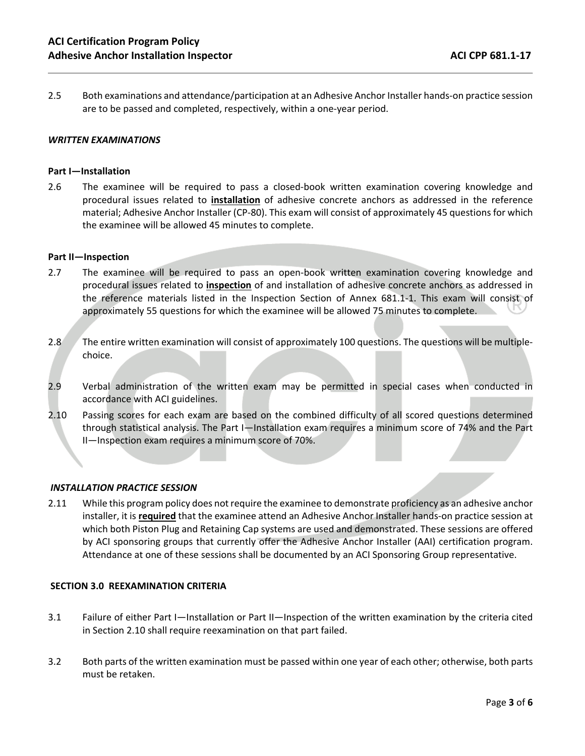2.5 Both examinations and attendance/participation at an Adhesive Anchor Installer hands-on practice session are to be passed and completed, respectively, within a one-year period.

***WRITTEN EXAMINATIONS***

**Part I—Installation**

2.6 The examinee will be required to pass a closed-book written examination covering knowledge and procedural issues related to **installation** of adhesive concrete anchors as addressed in the reference material; Adhesive Anchor Installer (CP-80). This exam will consist of approximately 45 questions for which the examinee will be allowed 45 minutes to complete.

**Part II—Inspection**

2.7 The examinee will be required to pass an open-book written examination covering knowledge and procedural issues related to **inspection** of and installation of adhesive concrete anchors as addressed in the reference materials listed in the Inspection Section of Annex 681.1-1. This exam will consist of approximately 55 questions for which the examinee will be allowed 75 minutes to complete.

2.8 The entire written examination will consist of approximately 100 questions. The questions will be multiple-choice.

2.9 Verbal administration of the written exam may be permitted in special cases when conducted in accordance with ACI guidelines.

2.10 Passing scores for each exam are based on the combined difficulty of all scored questions determined through statistical analysis. The Part I—Installation exam requires a minimum score of 74% and the Part II—Inspection exam requires a minimum score of 70%.

***INSTALLATION PRACTICE SESSION***

2.11 While this program policy does not require the examinee to demonstrate proficiency as an adhesive anchor installer, it is **required** that the examinee attend an Adhesive Anchor Installer hands-on practice session at which both Piston Plug and Retaining Cap systems are used and demonstrated. These sessions are offered by ACI sponsoring groups that currently offer the Adhesive Anchor Installer (AAI) certification program. Attendance at one of these sessions shall be documented by an ACI Sponsoring Group representative.

**SECTION 3.0 REEXAMINATION CRITERIA**

3.1 Failure of either Part I—Installation or Part II—Inspection of the written examination by the criteria cited in Section 2.10 shall require reexamination on that part failed.

3.2 Both parts of the written examination must be passed within one year of each other; otherwise, both parts must be retaken.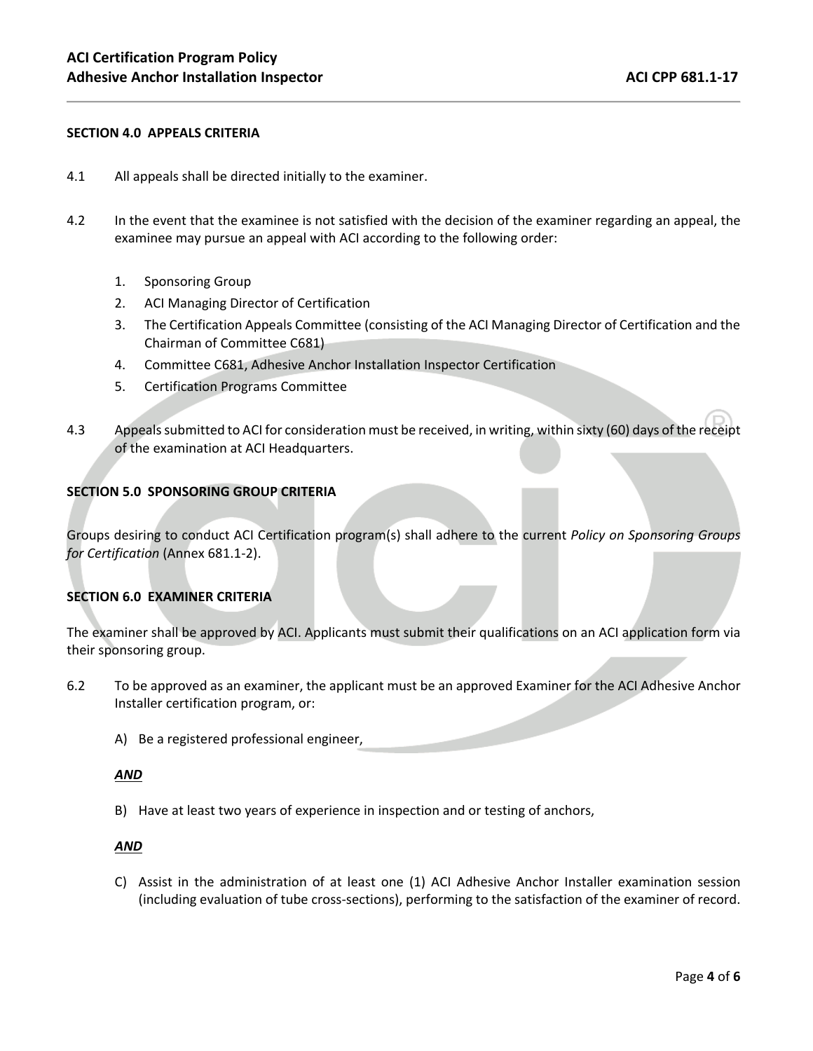## SECTION 4.0 APPEALS CRITERIA

4.1 All appeals shall be directed initially to the examiner.

4.2 In the event that the examinee is not satisfied with the decision of the examiner regarding an appeal, the examinee may pursue an appeal with ACI according to the following order:

1. Sponsoring Group
2. ACI Managing Director of Certification
3. The Certification Appeals Committee (consisting of the ACI Managing Director of Certification and the Chairman of Committee C681)
4. Committee C681, Adhesive Anchor Installation Inspector Certification
5. Certification Programs Committee

4.3 Appeals submitted to ACI for consideration must be received, in writing, within sixty (60) days of the receipt of the examination at ACI Headquarters.

## SECTION 5.0 SPONSORING GROUP CRITERIA

Groups desiring to conduct ACI Certification program(s) shall adhere to the current *Policy on Sponsoring Groups for Certification* (Annex 681.1-2).

## SECTION 6.0 EXAMINER CRITERIA

The examiner shall be approved by ACI. Applicants must submit their qualifications on an ACI application form via their sponsoring group.

6.2 To be approved as an examiner, the applicant must be an approved Examiner for the ACI Adhesive Anchor Installer certification program, or:

A) Be a registered professional engineer,

***AND***

B) Have at least two years of experience in inspection and or testing of anchors,

***AND***

C) Assist in the administration of at least one (1) ACI Adhesive Anchor Installer examination session (including evaluation of tube cross-sections), performing to the satisfaction of the examiner of record.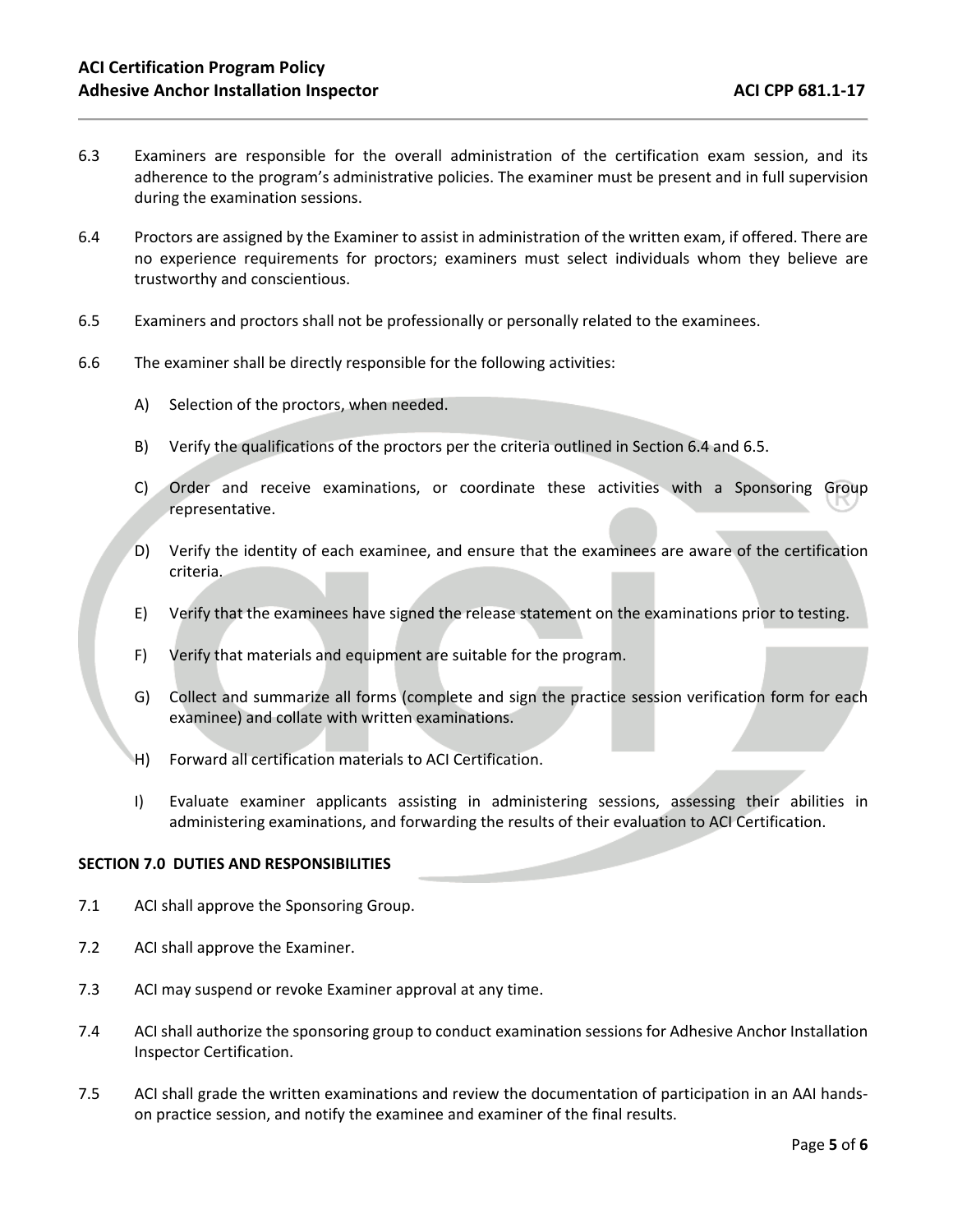6.3 Examiners are responsible for the overall administration of the certification exam session, and its adherence to the program's administrative policies. The examiner must be present and in full supervision during the examination sessions.

6.4 Proctors are assigned by the Examiner to assist in administration of the written exam, if offered. There are no experience requirements for proctors; examiners must select individuals whom they believe are trustworthy and conscientious.

6.5 Examiners and proctors shall not be professionally or personally related to the examinees.

6.6 The examiner shall be directly responsible for the following activities:

A) Selection of the proctors, when needed.

B) Verify the qualifications of the proctors per the criteria outlined in Section 6.4 and 6.5.

C) Order and receive examinations, or coordinate these activities with a Sponsoring Group representative.

D) Verify the identity of each examinee, and ensure that the examinees are aware of the certification criteria.

E) Verify that the examinees have signed the release statement on the examinations prior to testing.

F) Verify that materials and equipment are suitable for the program.

G) Collect and summarize all forms (complete and sign the practice session verification form for each examinee) and collate with written examinations.

H) Forward all certification materials to ACI Certification.

I) Evaluate examiner applicants assisting in administering sessions, assessing their abilities in administering examinations, and forwarding the results of their evaluation to ACI Certification.

**SECTION 7.0 DUTIES AND RESPONSIBILITIES**

7.1 ACI shall approve the Sponsoring Group.

7.2 ACI shall approve the Examiner.

7.3 ACI may suspend or revoke Examiner approval at any time.

7.4 ACI shall authorize the sponsoring group to conduct examination sessions for Adhesive Anchor Installation Inspector Certification.

7.5 ACI shall grade the written examinations and review the documentation of participation in an AAI hands-on practice session, and notify the examinee and examiner of the final results.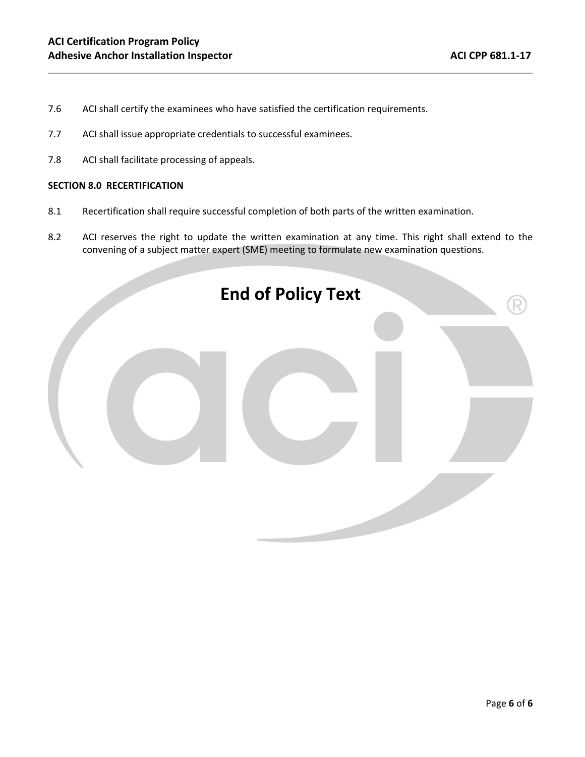7.6 ACI shall certify the examinees who have satisfied the certification requirements.

7.7 ACI shall issue appropriate credentials to successful examinees.

7.8 ACI shall facilitate processing of appeals.

**SECTION 8.0 RECERTIFICATION**

8.1 Recertification shall require successful completion of both parts of the written examination.

8.2 ACI reserves the right to update the written examination at any time. This right shall extend to the convening of a subject matter expert (SME) meeting to formulate new examination questions.

# End of Policy Text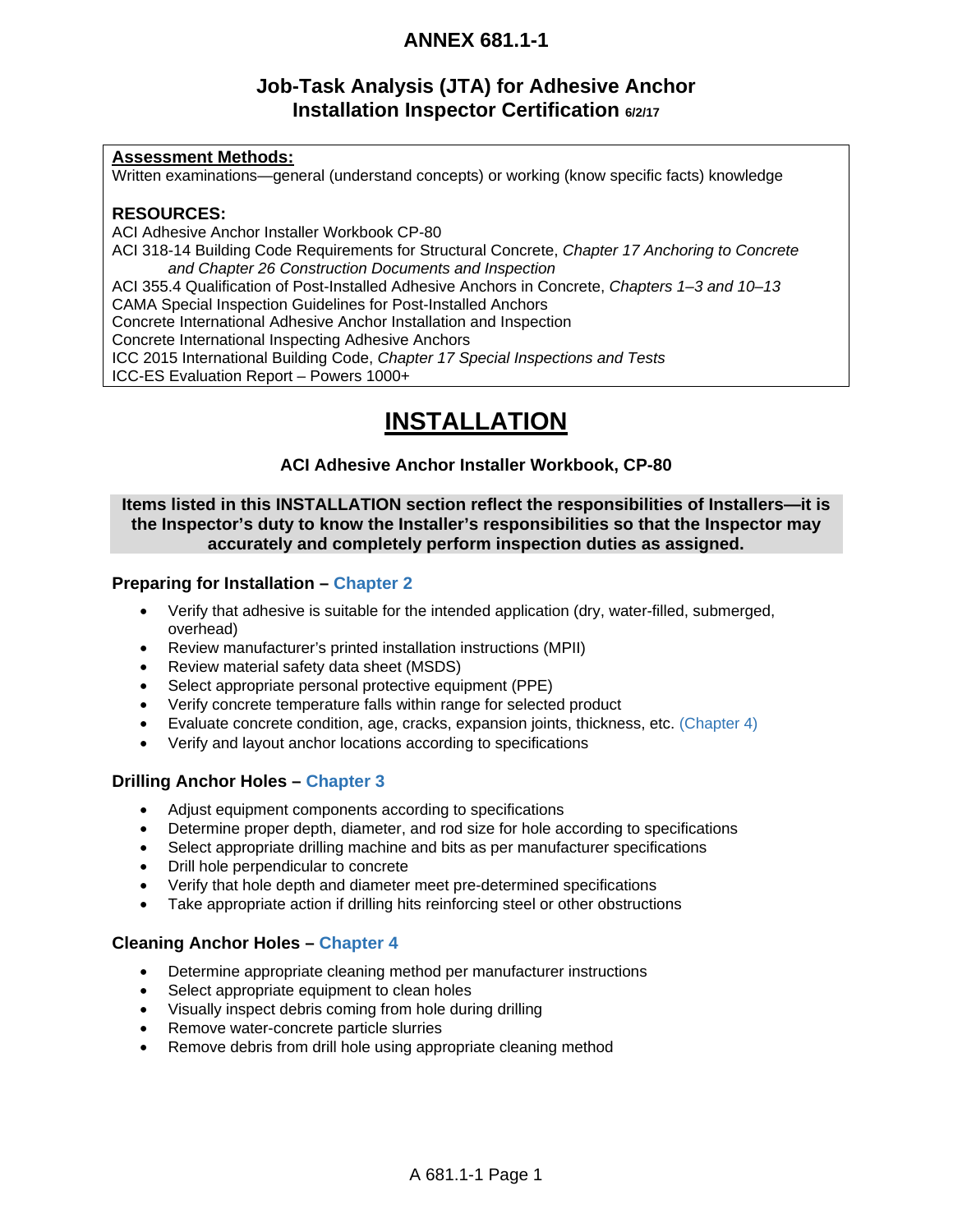# ANNEX 681.1-1

## Job-Task Analysis (JTA) for Adhesive Anchor Installation Inspector Certification 6/2/17

**Assessment Methods:**
Written examinations—general (understand concepts) or working (know specific facts) knowledge

**RESOURCES:**
ACI Adhesive Anchor Installer Workbook CP-80
ACI 318-14 Building Code Requirements for Structural Concrete, *Chapter 17 Anchoring to Concrete and Chapter 26 Construction Documents and Inspection*
ACI 355.4 Qualification of Post-Installed Adhesive Anchors in Concrete, *Chapters 1–3 and 10–13*
CAMA Special Inspection Guidelines for Post-Installed Anchors
Concrete International Adhesive Anchor Installation and Inspection
Concrete International Inspecting Adhesive Anchors
ICC 2015 International Building Code, *Chapter 17 Special Inspections and Tests*
ICC-ES Evaluation Report – Powers 1000+

# INSTALLATION

### ACI Adhesive Anchor Installer Workbook, CP-80

**Items listed in this INSTALLATION section reflect the responsibilities of Installers—it is the Inspector's duty to know the Installer's responsibilities so that the Inspector may accurately and completely perform inspection duties as assigned.**

### Preparing for Installation – Chapter 2

- Verify that adhesive is suitable for the intended application (dry, water-filled, submerged, overhead)
- Review manufacturer's printed installation instructions (MPII)
- Review material safety data sheet (MSDS)
- Select appropriate personal protective equipment (PPE)
- Verify concrete temperature falls within range for selected product
- Evaluate concrete condition, age, cracks, expansion joints, thickness, etc. (Chapter 4)
- Verify and layout anchor locations according to specifications

### Drilling Anchor Holes – Chapter 3

- Adjust equipment components according to specifications
- Determine proper depth, diameter, and rod size for hole according to specifications
- Select appropriate drilling machine and bits as per manufacturer specifications
- Drill hole perpendicular to concrete
- Verify that hole depth and diameter meet pre-determined specifications
- Take appropriate action if drilling hits reinforcing steel or other obstructions

### Cleaning Anchor Holes – Chapter 4

- Determine appropriate cleaning method per manufacturer instructions
- Select appropriate equipment to clean holes
- Visually inspect debris coming from hole during drilling
- Remove water-concrete particle slurries
- Remove debris from drill hole using appropriate cleaning method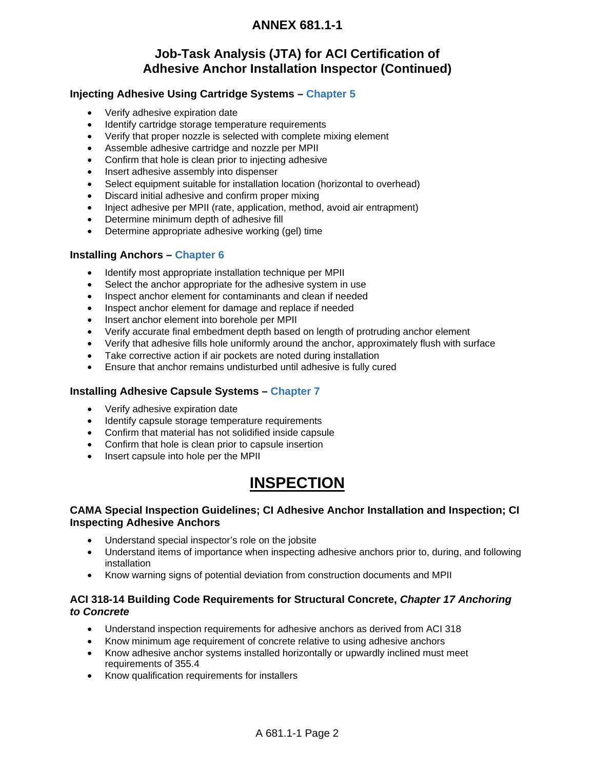# ANNEX 681.1-1

## Job-Task Analysis (JTA) for ACI Certification of Adhesive Anchor Installation Inspector (Continued)

### Injecting Adhesive Using Cartridge Systems – Chapter 5

- Verify adhesive expiration date
- Identify cartridge storage temperature requirements
- Verify that proper nozzle is selected with complete mixing element
- Assemble adhesive cartridge and nozzle per MPII
- Confirm that hole is clean prior to injecting adhesive
- Insert adhesive assembly into dispenser
- Select equipment suitable for installation location (horizontal to overhead)
- Discard initial adhesive and confirm proper mixing
- Inject adhesive per MPII (rate, application, method, avoid air entrapment)
- Determine minimum depth of adhesive fill
- Determine appropriate adhesive working (gel) time

### Installing Anchors – Chapter 6

- Identify most appropriate installation technique per MPII
- Select the anchor appropriate for the adhesive system in use
- Inspect anchor element for contaminants and clean if needed
- Inspect anchor element for damage and replace if needed
- Insert anchor element into borehole per MPII
- Verify accurate final embedment depth based on length of protruding anchor element
- Verify that adhesive fills hole uniformly around the anchor, approximately flush with surface
- Take corrective action if air pockets are noted during installation
- Ensure that anchor remains undisturbed until adhesive is fully cured

### Installing Adhesive Capsule Systems – Chapter 7

- Verify adhesive expiration date
- Identify capsule storage temperature requirements
- Confirm that material has not solidified inside capsule
- Confirm that hole is clean prior to capsule insertion
- Insert capsule into hole per the MPII

## INSPECTION

### CAMA Special Inspection Guidelines; CI Adhesive Anchor Installation and Inspection; CI Inspecting Adhesive Anchors

- Understand special inspector's role on the jobsite
- Understand items of importance when inspecting adhesive anchors prior to, during, and following installation
- Know warning signs of potential deviation from construction documents and MPII

### ACI 318-14 Building Code Requirements for Structural Concrete, *Chapter 17 Anchoring to Concrete*

- Understand inspection requirements for adhesive anchors as derived from ACI 318
- Know minimum age requirement of concrete relative to using adhesive anchors
- Know adhesive anchor systems installed horizontally or upwardly inclined must meet requirements of 355.4
- Know qualification requirements for installers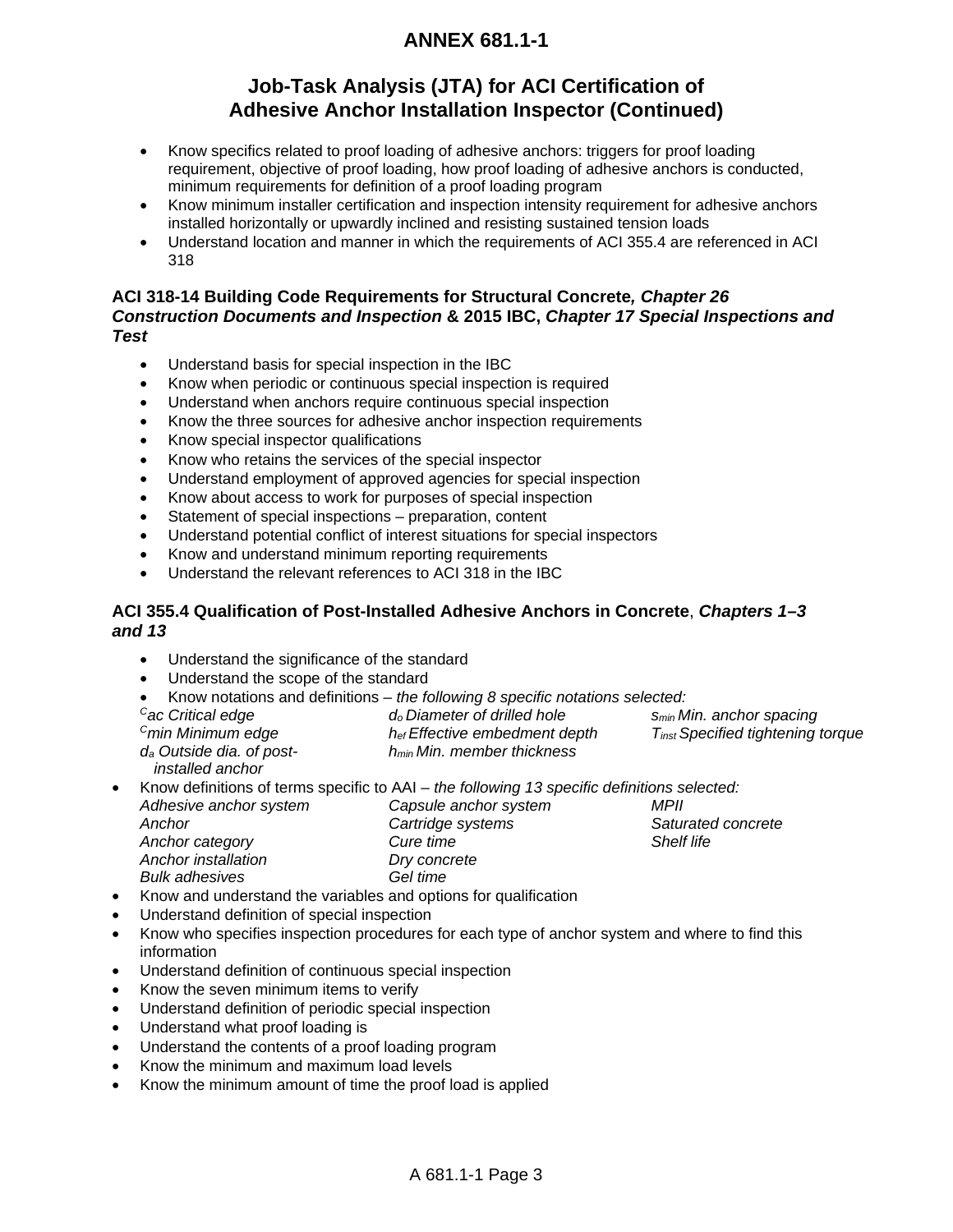# ANNEX 681.1-1

## Job-Task Analysis (JTA) for ACI Certification of Adhesive Anchor Installation Inspector (Continued)

- Know specifics related to proof loading of adhesive anchors: triggers for proof loading requirement, objective of proof loading, how proof loading of adhesive anchors is conducted, minimum requirements for definition of a proof loading program
- Know minimum installer certification and inspection intensity requirement for adhesive anchors installed horizontally or upwardly inclined and resisting sustained tension loads
- Understand location and manner in which the requirements of ACI 355.4 are referenced in ACI 318

### ACI 318-14 Building Code Requirements for Structural Concrete*, Chapter 26 Construction Documents and Inspection* & 2015 IBC, *Chapter 17 Special Inspections and Test*

- Understand basis for special inspection in the IBC
- Know when periodic or continuous special inspection is required
- Understand when anchors require continuous special inspection
- Know the three sources for adhesive anchor inspection requirements
- Know special inspector qualifications
- Know who retains the services of the special inspector
- Understand employment of approved agencies for special inspection
- Know about access to work for purposes of special inspection
- Statement of special inspections – preparation, content
- Understand potential conflict of interest situations for special inspectors
- Know and understand minimum reporting requirements
- Understand the relevant references to ACI 318 in the IBC

### ACI 355.4 Qualification of Post-Installed Adhesive Anchors in Concrete, *Chapters 1–3 and 13*

- Understand the significance of the standard
- Understand the scope of the standard
- Know notations and definitions – *the following 8 specific notations selected:*

| | | |
|---|---|---|
| *$c_{ac}$ Critical edge* | *$d_o$ Diameter of drilled hole* | *$s_{min}$ Min. anchor spacing* |
| *$c_{min}$ Minimum edge* | *$h_{ef}$ Effective embedment depth* | *$T_{inst}$ Specified tightening torque* |
| *$d_a$ Outside dia. of post-installed anchor* | *$h_{min}$ Min. member thickness* | |

- Know definitions of terms specific to AAI – *the following 13 specific definitions selected:*

| | | |
|---|---|---|
| *Adhesive anchor system* | *Capsule anchor system* | *MPII* |
| *Anchor* | *Cartridge systems* | *Saturated concrete* |
| *Anchor category* | *Cure time* | *Shelf life* |
| *Anchor installation* | *Dry concrete* | |
| *Bulk adhesives* | *Gel time* | |

- Know and understand the variables and options for qualification
- Understand definition of special inspection
- Know who specifies inspection procedures for each type of anchor system and where to find this information
- Understand definition of continuous special inspection
- Know the seven minimum items to verify
- Understand definition of periodic special inspection
- Understand what proof loading is
- Understand the contents of a proof loading program
- Know the minimum and maximum load levels
- Know the minimum amount of time the proof load is applied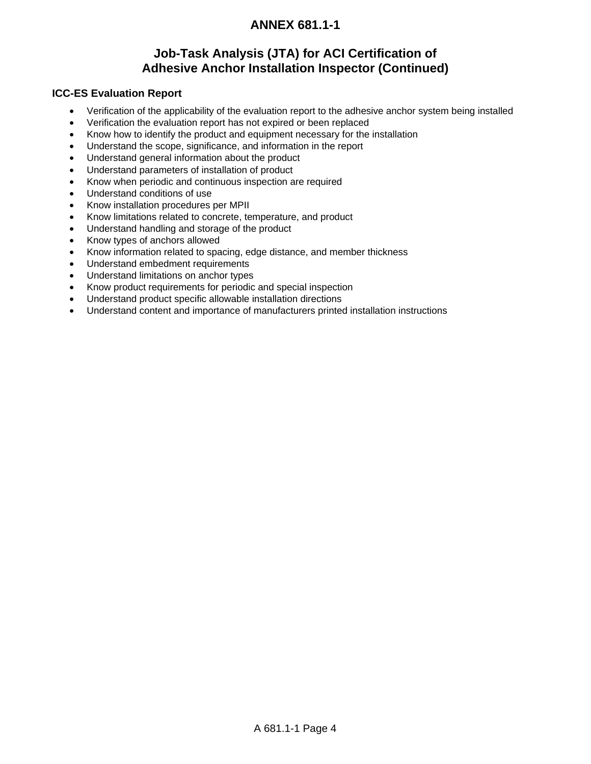# ANNEX 681.1-1

## Job-Task Analysis (JTA) for ACI Certification of Adhesive Anchor Installation Inspector (Continued)

### ICC-ES Evaluation Report

- Verification of the applicability of the evaluation report to the adhesive anchor system being installed
- Verification the evaluation report has not expired or been replaced
- Know how to identify the product and equipment necessary for the installation
- Understand the scope, significance, and information in the report
- Understand general information about the product
- Understand parameters of installation of product
- Know when periodic and continuous inspection are required
- Understand conditions of use
- Know installation procedures per MPII
- Know limitations related to concrete, temperature, and product
- Understand handling and storage of the product
- Know types of anchors allowed
- Know information related to spacing, edge distance, and member thickness
- Understand embedment requirements
- Understand limitations on anchor types
- Know product requirements for periodic and special inspection
- Understand product specific allowable installation directions
- Understand content and importance of manufacturers printed installation instructions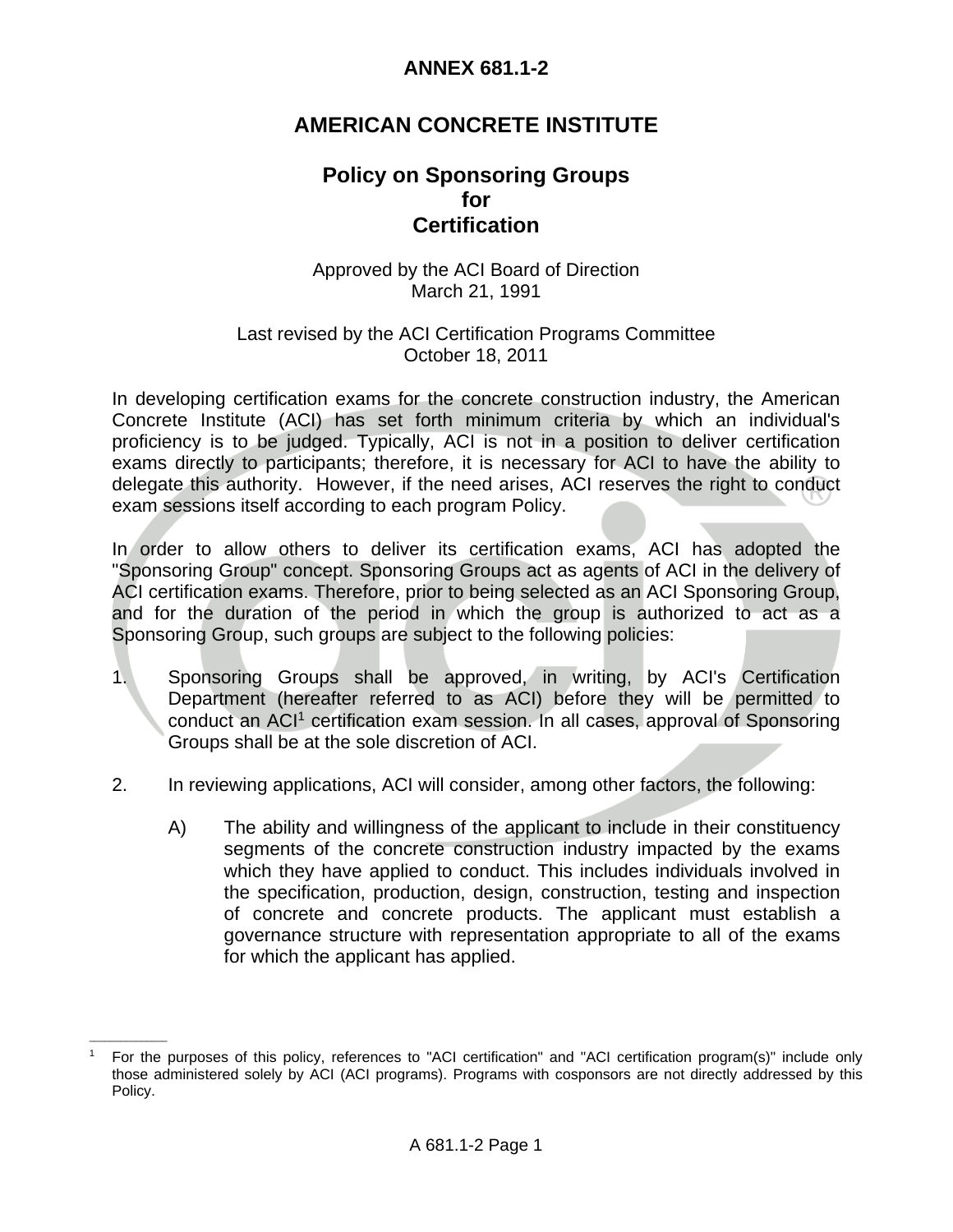# ANNEX 681.1-2

# AMERICAN CONCRETE INSTITUTE

## Policy on Sponsoring Groups for Certification

Approved by the ACI Board of Direction
March 21, 1991

Last revised by the ACI Certification Programs Committee
October 18, 2011

In developing certification exams for the concrete construction industry, the American Concrete Institute (ACI) has set forth minimum criteria by which an individual's proficiency is to be judged. Typically, ACI is not in a position to deliver certification exams directly to participants; therefore, it is necessary for ACI to have the ability to delegate this authority. However, if the need arises, ACI reserves the right to conduct exam sessions itself according to each program Policy.

In order to allow others to deliver its certification exams, ACI has adopted the "Sponsoring Group" concept. Sponsoring Groups act as agents of ACI in the delivery of ACI certification exams. Therefore, prior to being selected as an ACI Sponsoring Group, and for the duration of the period in which the group is authorized to act as a Sponsoring Group, such groups are subject to the following policies:

1. Sponsoring Groups shall be approved, in writing, by ACI's Certification Department (hereafter referred to as ACI) before they will be permitted to conduct an ACI[1] certification exam session. In all cases, approval of Sponsoring Groups shall be at the sole discretion of ACI.

2. In reviewing applications, ACI will consider, among other factors, the following:

   A) The ability and willingness of the applicant to include in their constituency segments of the concrete construction industry impacted by the exams which they have applied to conduct. This includes individuals involved in the specification, production, design, construction, testing and inspection of concrete and concrete products. The applicant must establish a governance structure with representation appropriate to all of the exams for which the applicant has applied.

---

[1] For the purposes of this policy, references to "ACI certification" and "ACI certification program(s)" include only those administered solely by ACI (ACI programs). Programs with cosponsors are not directly addressed by this Policy.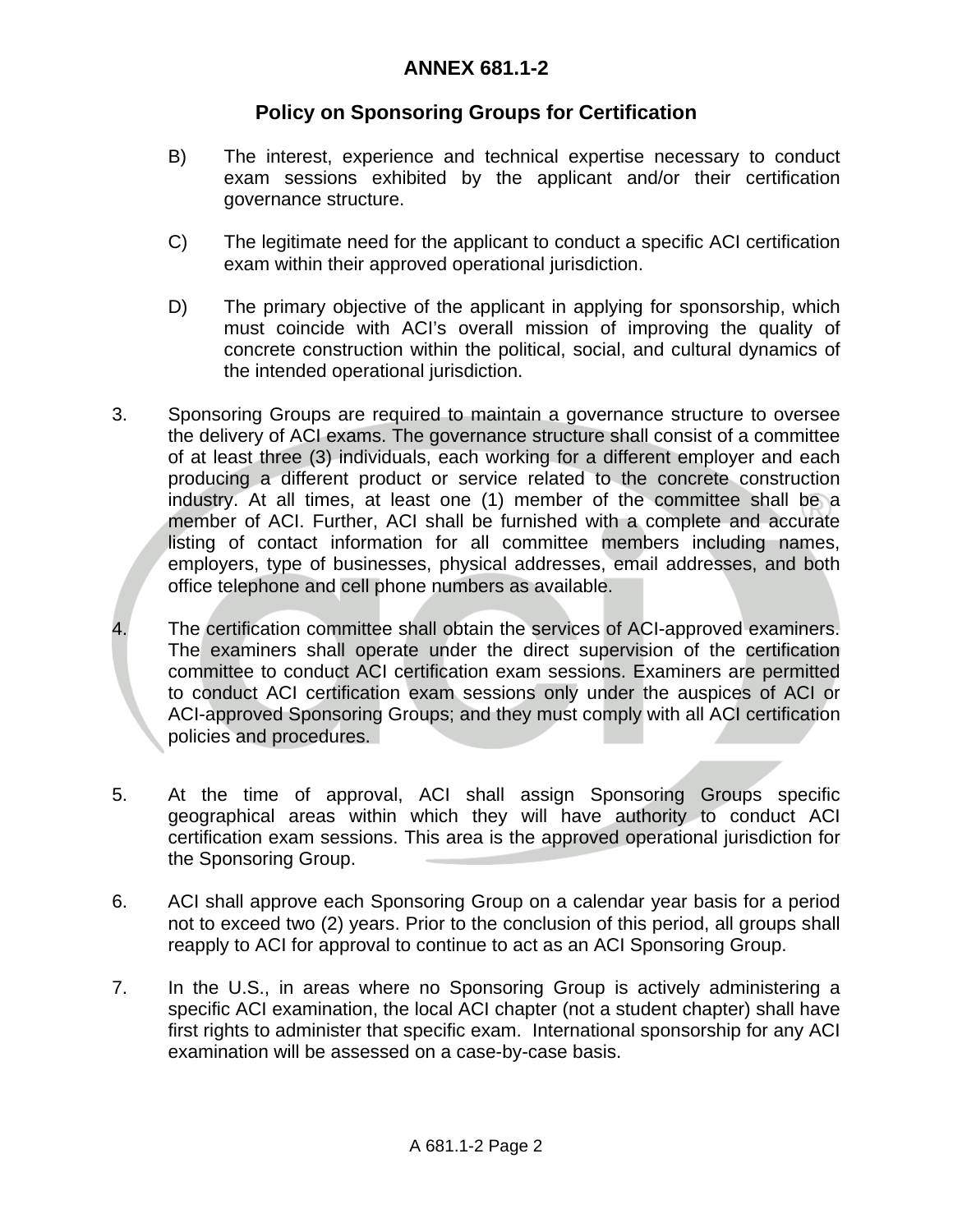# ANNEX 681.1-2

## Policy on Sponsoring Groups for Certification

B) The interest, experience and technical expertise necessary to conduct exam sessions exhibited by the applicant and/or their certification governance structure.

C) The legitimate need for the applicant to conduct a specific ACI certification exam within their approved operational jurisdiction.

D) The primary objective of the applicant in applying for sponsorship, which must coincide with ACI's overall mission of improving the quality of concrete construction within the political, social, and cultural dynamics of the intended operational jurisdiction.

3. Sponsoring Groups are required to maintain a governance structure to oversee the delivery of ACI exams. The governance structure shall consist of a committee of at least three (3) individuals, each working for a different employer and each producing a different product or service related to the concrete construction industry. At all times, at least one (1) member of the committee shall be a member of ACI. Further, ACI shall be furnished with a complete and accurate listing of contact information for all committee members including names, employers, type of businesses, physical addresses, email addresses, and both office telephone and cell phone numbers as available.

4. The certification committee shall obtain the services of ACI-approved examiners. The examiners shall operate under the direct supervision of the certification committee to conduct ACI certification exam sessions. Examiners are permitted to conduct ACI certification exam sessions only under the auspices of ACI or ACI-approved Sponsoring Groups; and they must comply with all ACI certification policies and procedures.

5. At the time of approval, ACI shall assign Sponsoring Groups specific geographical areas within which they will have authority to conduct ACI certification exam sessions. This area is the approved operational jurisdiction for the Sponsoring Group.

6. ACI shall approve each Sponsoring Group on a calendar year basis for a period not to exceed two (2) years. Prior to the conclusion of this period, all groups shall reapply to ACI for approval to continue to act as an ACI Sponsoring Group.

7. In the U.S., in areas where no Sponsoring Group is actively administering a specific ACI examination, the local ACI chapter (not a student chapter) shall have first rights to administer that specific exam. International sponsorship for any ACI examination will be assessed on a case-by-case basis.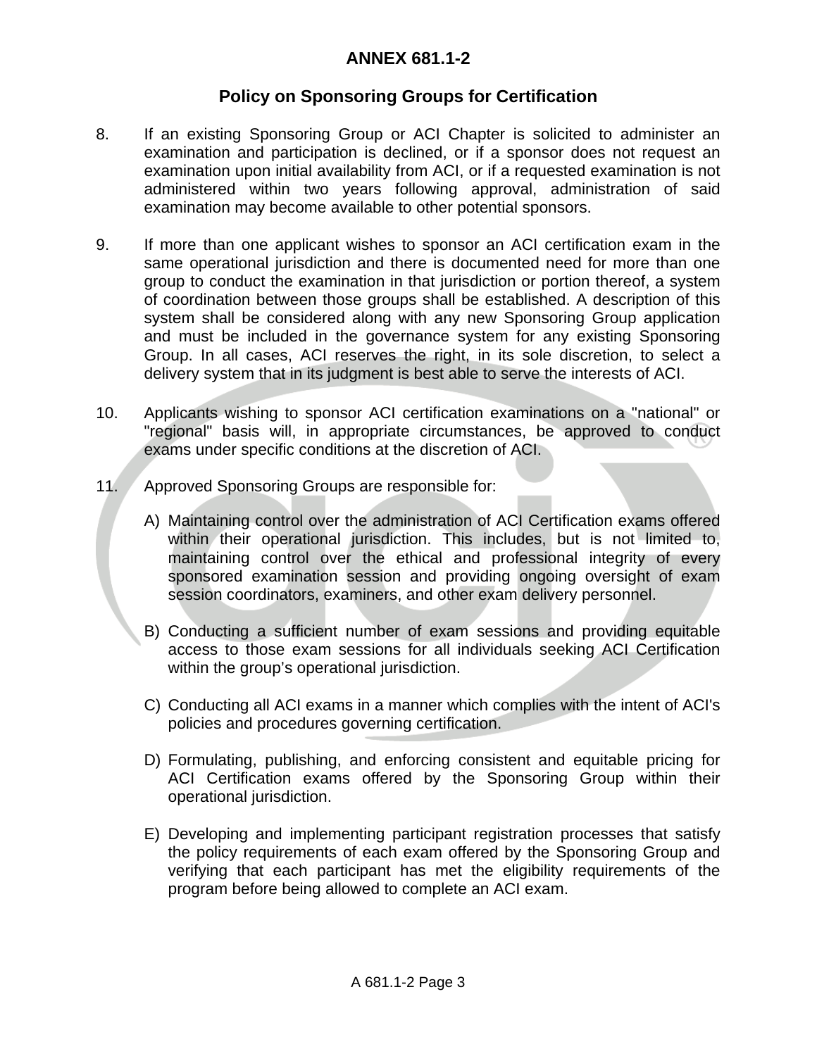# ANNEX 681.1-2

## Policy on Sponsoring Groups for Certification

8. If an existing Sponsoring Group or ACI Chapter is solicited to administer an examination and participation is declined, or if a sponsor does not request an examination upon initial availability from ACI, or if a requested examination is not administered within two years following approval, administration of said examination may become available to other potential sponsors.

9. If more than one applicant wishes to sponsor an ACI certification exam in the same operational jurisdiction and there is documented need for more than one group to conduct the examination in that jurisdiction or portion thereof, a system of coordination between those groups shall be established. A description of this system shall be considered along with any new Sponsoring Group application and must be included in the governance system for any existing Sponsoring Group. In all cases, ACI reserves the right, in its sole discretion, to select a delivery system that in its judgment is best able to serve the interests of ACI.

10. Applicants wishing to sponsor ACI certification examinations on a "national" or "regional" basis will, in appropriate circumstances, be approved to conduct exams under specific conditions at the discretion of ACI.

11. Approved Sponsoring Groups are responsible for:

    A) Maintaining control over the administration of ACI Certification exams offered within their operational jurisdiction. This includes, but is not limited to, maintaining control over the ethical and professional integrity of every sponsored examination session and providing ongoing oversight of exam session coordinators, examiners, and other exam delivery personnel.

    B) Conducting a sufficient number of exam sessions and providing equitable access to those exam sessions for all individuals seeking ACI Certification within the group's operational jurisdiction.

    C) Conducting all ACI exams in a manner which complies with the intent of ACI's policies and procedures governing certification.

    D) Formulating, publishing, and enforcing consistent and equitable pricing for ACI Certification exams offered by the Sponsoring Group within their operational jurisdiction.

    E) Developing and implementing participant registration processes that satisfy the policy requirements of each exam offered by the Sponsoring Group and verifying that each participant has met the eligibility requirements of the program before being allowed to complete an ACI exam.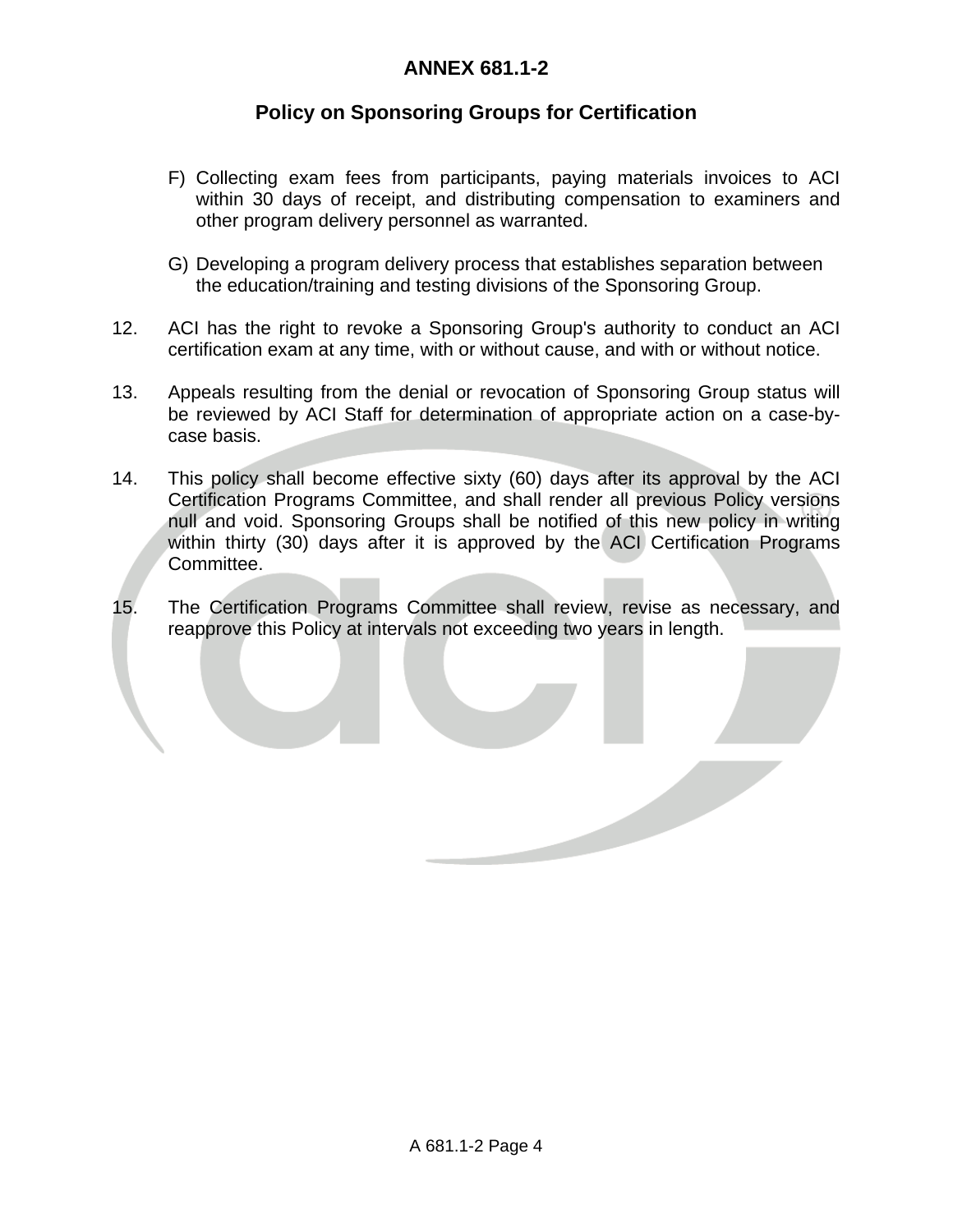# ANNEX 681.1-2

## Policy on Sponsoring Groups for Certification

F) Collecting exam fees from participants, paying materials invoices to ACI within 30 days of receipt, and distributing compensation to examiners and other program delivery personnel as warranted.

G) Developing a program delivery process that establishes separation between the education/training and testing divisions of the Sponsoring Group.

12. ACI has the right to revoke a Sponsoring Group's authority to conduct an ACI certification exam at any time, with or without cause, and with or without notice.

13. Appeals resulting from the denial or revocation of Sponsoring Group status will be reviewed by ACI Staff for determination of appropriate action on a case-by-case basis.

14. This policy shall become effective sixty (60) days after its approval by the ACI Certification Programs Committee, and shall render all previous Policy versions null and void. Sponsoring Groups shall be notified of this new policy in writing within thirty (30) days after it is approved by the ACI Certification Programs Committee.

15. The Certification Programs Committee shall review, revise as necessary, and reapprove this Policy at intervals not exceeding two years in length.